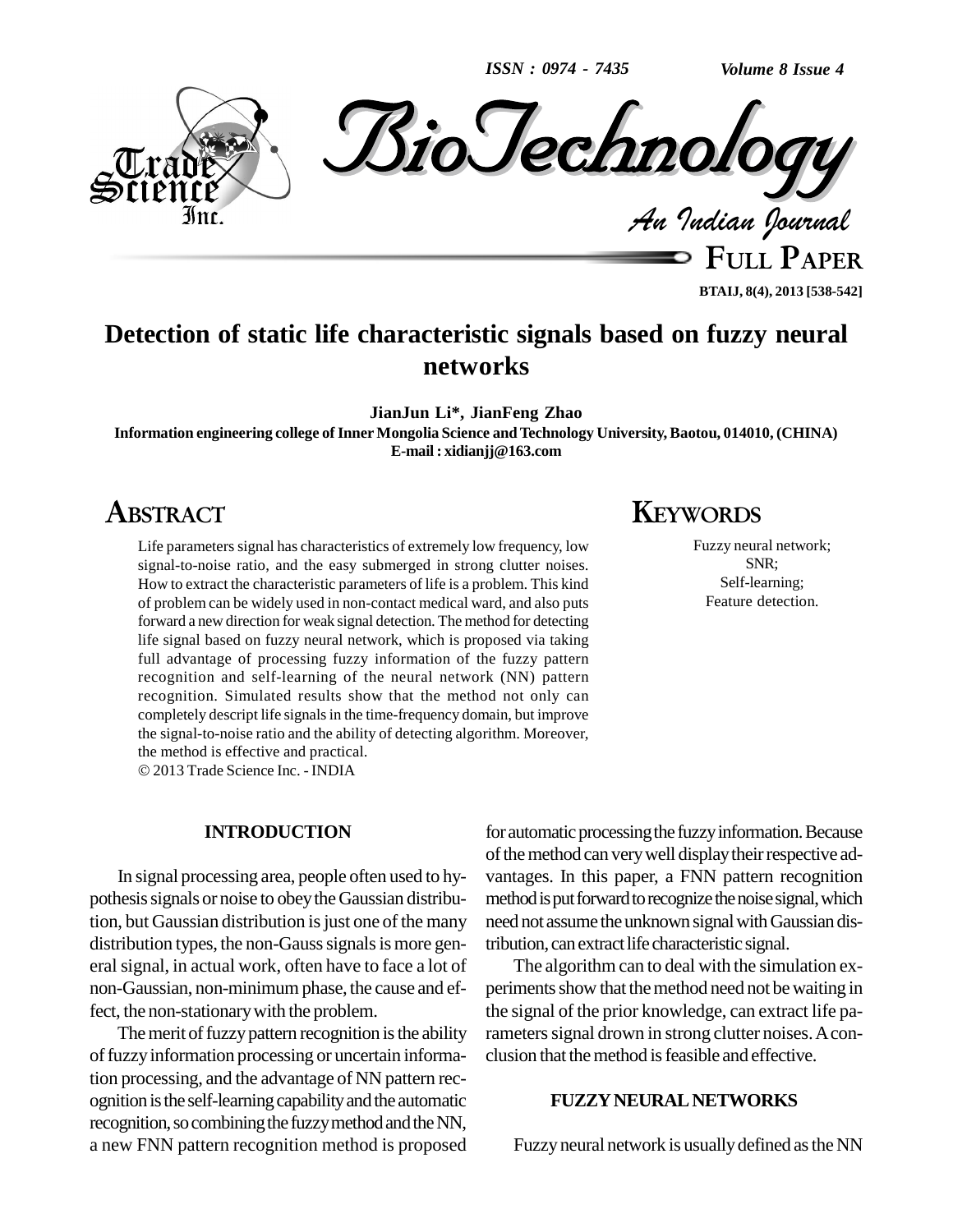# Detection of static life characteristic signals based on fuzzy neural networks

**JianJun Li\*, JianFeng Zhao**

**Information engineering college of Inner Mongolia Science and Technology University, Baotou, 014010, (CHINA)**
**E-mail : xidianjj@163.com**

## ABSTRACT

Life parameters signal has characteristics of extremely low frequency, low signal-to-noise ratio, and the easy submerged in strong clutter noises. How to extract the characteristic parameters of life is a problem. This kind of problem can be widely used in non-contact medical ward, and also puts forward a new direction for weak signal detection. The method for detecting life signal based on fuzzy neural network, which is proposed via taking full advantage of processing fuzzy information of the fuzzy pattern recognition and self-learning of the neural network (NN) pattern recognition. Simulated results show that the method not only can completely descript life signals in the time-frequency domain, but improve the signal-to-noise ratio and the ability of detecting algorithm. Moreover, the method is effective and practical.

© 2013 Trade Science Inc. - INDIA

## KEYWORDS

Fuzzy neural network;
SNR;
Self-learning;
Feature detection.

## INTRODUCTION

In signal processing area, people often used to hypothesis signals or noise to obey the Gaussian distribution, but Gaussian distribution is just one of the many distribution types, the non-Gauss signals is more general signal, in actual work, often have to face a lot of non-Gaussian, non-minimum phase, the cause and effect, the non-stationary with the problem.

The merit of fuzzy pattern recognition is the ability of fuzzy information processing or uncertain information processing, and the advantage of NN pattern recognition is the self-learning capability and the automatic recognition, so combining the fuzzy method and the NN, a new FNN pattern recognition method is proposed for automatic processing the fuzzy information. Because of the method can very well display their respective advantages. In this paper, a FNN pattern recognition method is put forward to recognize the noise signal, which need not assume the unknown signal with Gaussian distribution, can extract life characteristic signal.

The algorithm can to deal with the simulation experiments show that the method need not be waiting in the signal of the prior knowledge, can extract life parameters signal drown in strong clutter noises. A conclusion that the method is feasible and effective.

## FUZZY NEURAL NETWORKS

Fuzzy neural network is usually defined as the NN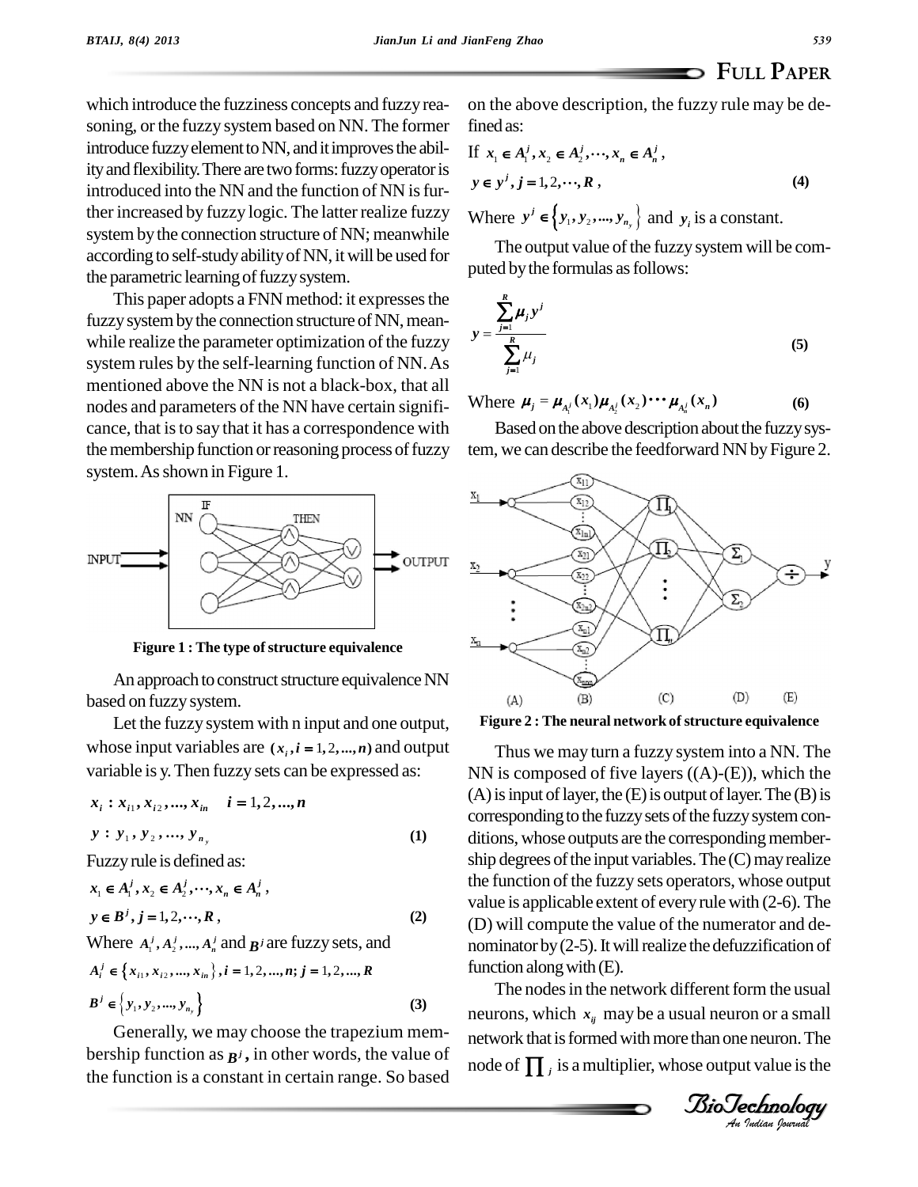which introduce the fuzziness concepts and fuzzy reasoning, or the fuzzy system based on NN. The former introduce fuzzy element to NN, and it improves the ability and flexibility. There are two forms: fuzzy operator is introduced into the NN and the function of NN is further increased by fuzzy logic. The latter realize fuzzy system by the connection structure of NN; meanwhile according to self-study ability of NN, it will be used for the parametric learning of fuzzy system.

This paper adopts a FNN method: it expresses the fuzzy system by the connection structure of NN, meanwhile realize the parameter optimization of the fuzzy system rules by the self-learning function of NN. As mentioned above the NN is not a black-box, that all nodes and parameters of the NN have certain significance, that is to say that it has a correspondence with the membership function or reasoning process of fuzzy system. As shown in Figure 1.

**Figure 1 : The type of structure equivalence**

An approach to construct structure equivalence NN based on fuzzy system.

Let the fuzzy system with n input and one output, whose input variables are $(x_i, i = 1, 2, ..., n)$ and output variable is y. Then fuzzy sets can be expressed as:

$$x_i : x_{i1}, x_{i2}, ..., x_{in} \quad i = 1, 2, ..., n$$

$$y : y_1, y_2, ..., y_{n_y} \tag{1}$$

Fuzzy rule is defined as:

$$x_1 \in A_1^j, x_2 \in A_2^j, \cdots, x_n \in A_n^j,$$

$$y \in B^j, j = 1, 2, \cdots, R, \tag{2}$$

Where $A_1^j, A_2^j, ..., A_n^j$ and $B^j$ are fuzzy sets, and

$$A_i^j \in \{x_{i1}, x_{i2}, ..., x_{in}\}, i = 1, 2, ..., n; j = 1, 2, ..., R$$

$$B^j \in \{y_1, y_2, ..., y_{n_y}\} \tag{3}$$

Generally, we may choose the trapezium membership function as $B^j$, in other words, the value of the function is a constant in certain range. So based on the above description, the fuzzy rule may be defined as:

If $x_1 \in A_1^j, x_2 \in A_2^j, \cdots, x_n \in A_n^j$,

$$y \in y^j, j = 1, 2, \cdots, R, \tag{4}$$

Where $y^j \in \{y_1, y_2, ..., y_{n_y}\}$ and $y_i$ is a constant.

The output value of the fuzzy system will be computed by the formulas as follows:

$$y = \frac{\sum_{j=1}^{R} \mu_j y^j}{\sum_{j=1}^{R} \mu_j} \tag{5}$$

$$\text{Where } \mu_j = \mu_{A_1^j}(x_1)\mu_{A_2^j}(x_2)\cdots\mu_{A_n^j}(x_n) \tag{6}$$

Based on the above description about the fuzzy system, we can describe the feedforward NN by Figure 2.

**Figure 2 : The neural network of structure equivalence**

Thus we may turn a fuzzy system into a NN. The NN is composed of five layers ((A)-(E)), which the (A) is input of layer, the (E) is output of layer. The (B) is corresponding to the fuzzy sets of the fuzzy system conditions, whose outputs are the corresponding membership degrees of the input variables. The (C) may realize the function of the fuzzy sets operators, whose output value is applicable extent of every rule with (2-6). The (D) will compute the value of the numerator and denominator by (2-5). It will realize the defuzzification of function along with (E).

The nodes in the network different form the usual neurons, which $x_{ij}$ may be a usual neuron or a small network that is formed with more than one neuron. The node of $\prod_j$ is a multiplier, whose output value is the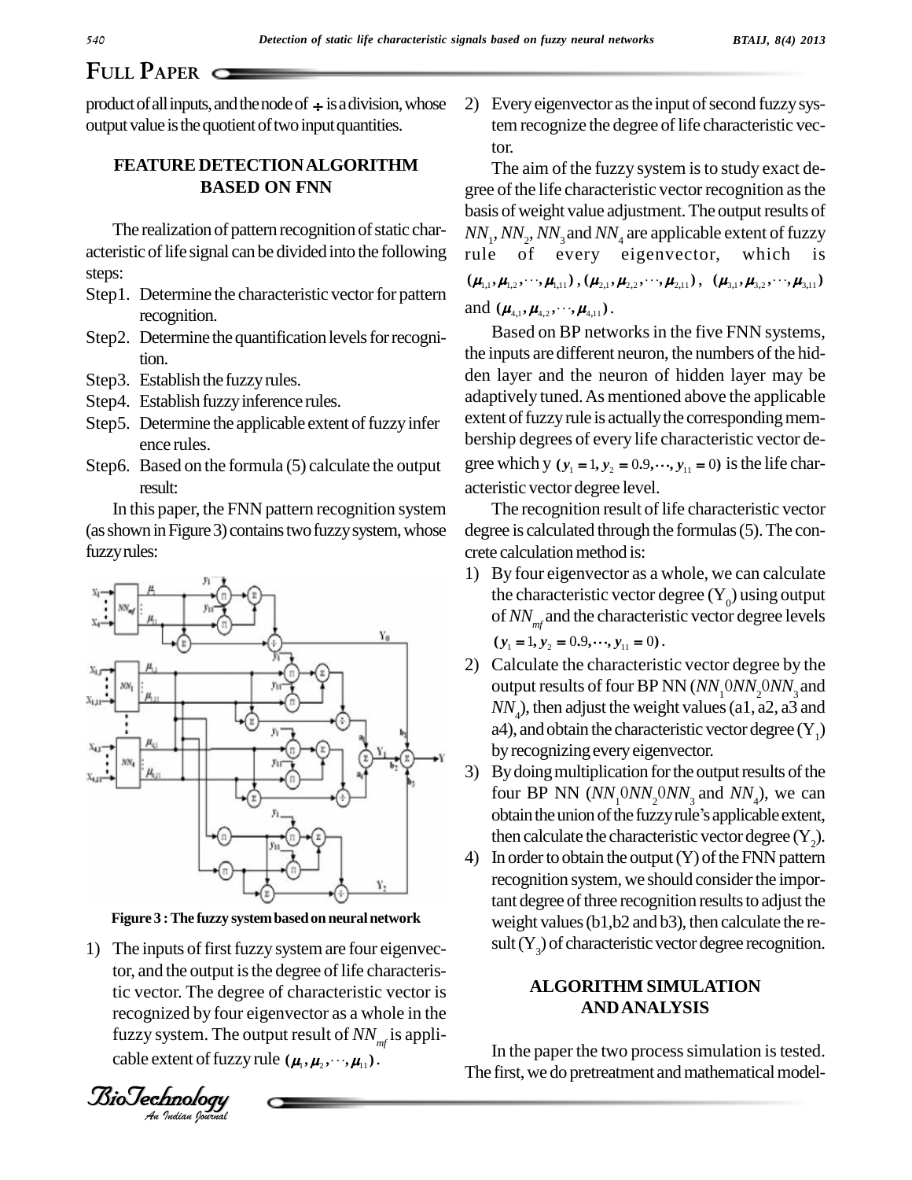product of all inputs, and the node of $\div$ is a division, whose output value is the quotient of two input quantities.

## FEATURE DETECTION ALGORITHM BASED ON FNN

The realization of pattern recognition of static characteristic of life signal can be divided into the following steps:

Step1. Determine the characteristic vector for pattern recognition.

Step2. Determine the quantification levels for recognition.

Step3. Establish the fuzzy rules.

Step4. Establish fuzzy inference rules.

Step5. Determine the applicable extent of fuzzy inference rules.

Step6. Based on the formula (5) calculate the output result:

In this paper, the FNN pattern recognition system (as shown in Figure 3) contains two fuzzy system, whose fuzzy rules:

**Figure 3 : The fuzzy system based on neural network**

1) The inputs of first fuzzy system are four eigenvector, and the output is the degree of life characteristic vector. The degree of characteristic vector is recognized by four eigenvector as a whole in the fuzzy system. The output result of $NN_{mf}$ is applicable extent of fuzzy rule $(\mu_1, \mu_2, \cdots, \mu_{11})$.

2) Every eigenvector as the input of second fuzzy system recognize the degree of life characteristic vector.

The aim of the fuzzy system is to study exact degree of the life characteristic vector recognition as the basis of weight value adjustment. The output results of $NN_1$, $NN_2$, $NN_3$ and $NN_4$ are applicable extent of fuzzy rule of every eigenvector, which is $(\mu_{1,1}, \mu_{1,2}, \cdots, \mu_{1,11})$, $(\mu_{2,1}, \mu_{2,2}, \cdots, \mu_{2,11})$, $(\mu_{3,1}, \mu_{3,2}, \cdots, \mu_{3,11})$ and $(\mu_{4,1}, \mu_{4,2}, \cdots, \mu_{4,11})$.

Based on BP networks in the five FNN systems, the inputs are different neuron, the numbers of the hidden layer and the neuron of hidden layer may be adaptively tuned. As mentioned above the applicable extent of fuzzy rule is actually the corresponding membership degrees of every life characteristic vector degree which y $(y_1 = 1, y_2 = 0.9, \cdots, y_{11} = 0)$ is the life characteristic vector degree level.

The recognition result of life characteristic vector degree is calculated through the formulas (5). The concrete calculation method is:

1) By four eigenvector as a whole, we can calculate the characteristic vector degree ($Y_0$) using output of $NN_{mf}$ and the characteristic vector degree levels $(y_1 = 1, y_2 = 0.9, \cdots, y_{11} = 0)$.
2) Calculate the characteristic vector degree by the output results of four BP NN ($NN_1 0 NN_2 0 NN_3$ and $NN_4$), then adjust the weight values (a1, a2, a3 and a4), and obtain the characteristic vector degree ($Y_1$) by recognizing every eigenvector.
3) By doing multiplication for the output results of the four BP NN ($NN_1 0 NN_2 0 NN_3$ and $NN_4$), we can obtain the union of the fuzzy rule's applicable extent, then calculate the characteristic vector degree ($Y_2$).
4) In order to obtain the output (Y) of the FNN pattern recognition system, we should consider the important degree of three recognition results to adjust the weight values (b1, b2 and b3), then calculate the result ($Y_3$) of characteristic vector degree recognition.

## ALGORITHM SIMULATION AND ANALYSIS

In the paper the two process simulation is tested. The first, we do pretreatment and mathematical model-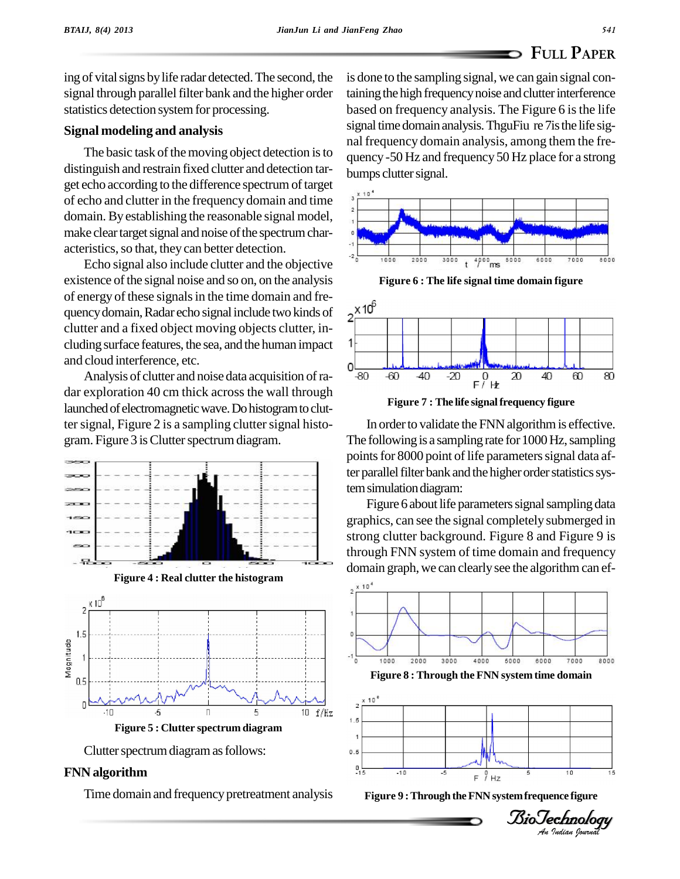ing of vital signs by life radar detected. The second, the signal through parallel filter bank and the higher order statistics detection system for processing.

## Signal modeling and analysis

The basic task of the moving object detection is to distinguish and restrain fixed clutter and detection target echo according to the difference spectrum of target of echo and clutter in the frequency domain and time domain. By establishing the reasonable signal model, make clear target signal and noise of the spectrum characteristics, so that, they can better detection.

Echo signal also include clutter and the objective existence of the signal noise and so on, on the analysis of energy of these signals in the time domain and frequency domain, Radar echo signal include two kinds of clutter and a fixed object moving objects clutter, including surface features, the sea, and the human impact and cloud interference, etc.

Analysis of clutter and noise data acquisition of radar exploration 40 cm thick across the wall through launched of electromagnetic wave. Do histogram to clutter signal, Figure 2 is a sampling clutter signal histogram. Figure 3 is Clutter spectrum diagram.

**Figure 4 : Real clutter the histogram**

**Figure 5 : Clutter spectrum diagram**

Clutter spectrum diagram as follows:

## FNN algorithm

Time domain and frequency pretreatment analysis is done to the sampling signal, we can gain signal containing the high frequency noise and clutter interference based on frequency analysis. The Figure 6 is the life signal time domain analysis. ThguFiu re 7is the life signal frequency domain analysis, among them the frequency -50 Hz and frequency 50 Hz place for a strong bumps clutter signal.

**Figure 6 : The life signal time domain figure**

**Figure 7 : The life signal frequency figure**

In order to validate the FNN algorithm is effective. The following is a sampling rate for 1000 Hz, sampling points for 8000 point of life parameters signal data after parallel filter bank and the higher order statistics system simulation diagram:

Figure 6 about life parameters signal sampling data graphics, can see the signal completely submerged in strong clutter background. Figure 8 and Figure 9 is through FNN system of time domain and frequency domain graph, we can clearly see the algorithm can ef-

**Figure 8 : Through the FNN system time domain**

**Figure 9 : Through the FNN system frequence figure**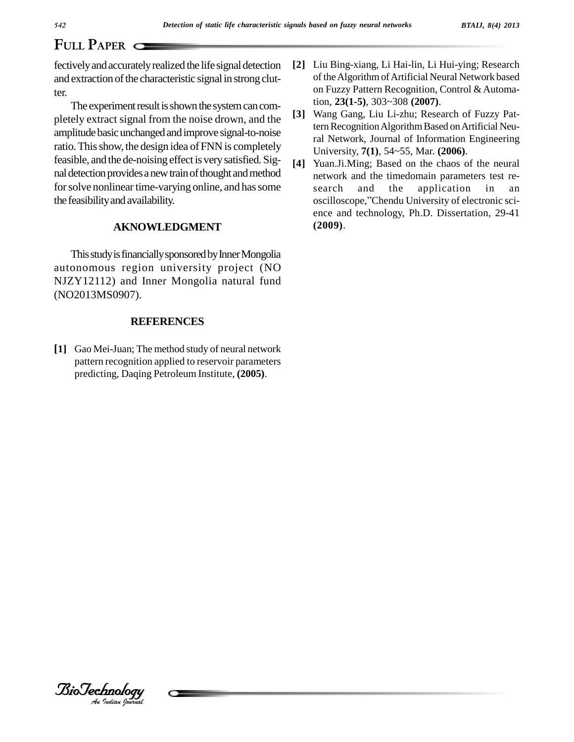fectively and accurately realized the life signal detection and extraction of the characteristic signal in strong clutter.

The experiment result is shown the system can completely extract signal from the noise drown, and the amplitude basic unchanged and improve signal-to-noise ratio. This show, the design idea of FNN is completely feasible, and the de-noising effect is very satisfied. Signal detection provides a new train of thought and method for solve nonlinear time-varying online, and has some the feasibility and availability.

## AKNOWLEDGMENT

This study is financially sponsored by Inner Mongolia autonomous region university project (NO NJZY12112) and Inner Mongolia natural fund (NO2013MS0907).

## REFERENCES

**[1]** Gao Mei-Juan; The method study of neural network pattern recognition applied to reservoir parameters predicting, Daqing Petroleum Institute, **(2005)**.

**[2]** Liu Bing-xiang, Li Hai-lin, Li Hui-ying; Research of the Algorithm of Artificial Neural Network based on Fuzzy Pattern Recognition, Control & Automation, **23(1-5)**, 303~308 **(2007)**.

**[3]** Wang Gang, Liu Li-zhu; Research of Fuzzy Pattern Recognition Algorithm Based on Artificial Neural Network, Journal of Information Engineering University, **7(1)**, 54~55, Mar. **(2006)**.

**[4]** Yuan.Ji.Ming; Based on the chaos of the neural network and the timedomain parameters test research and the application in an oscilloscope,"Chendu University of electronic science and technology, Ph.D. Dissertation, 29-41 **(2009)**.